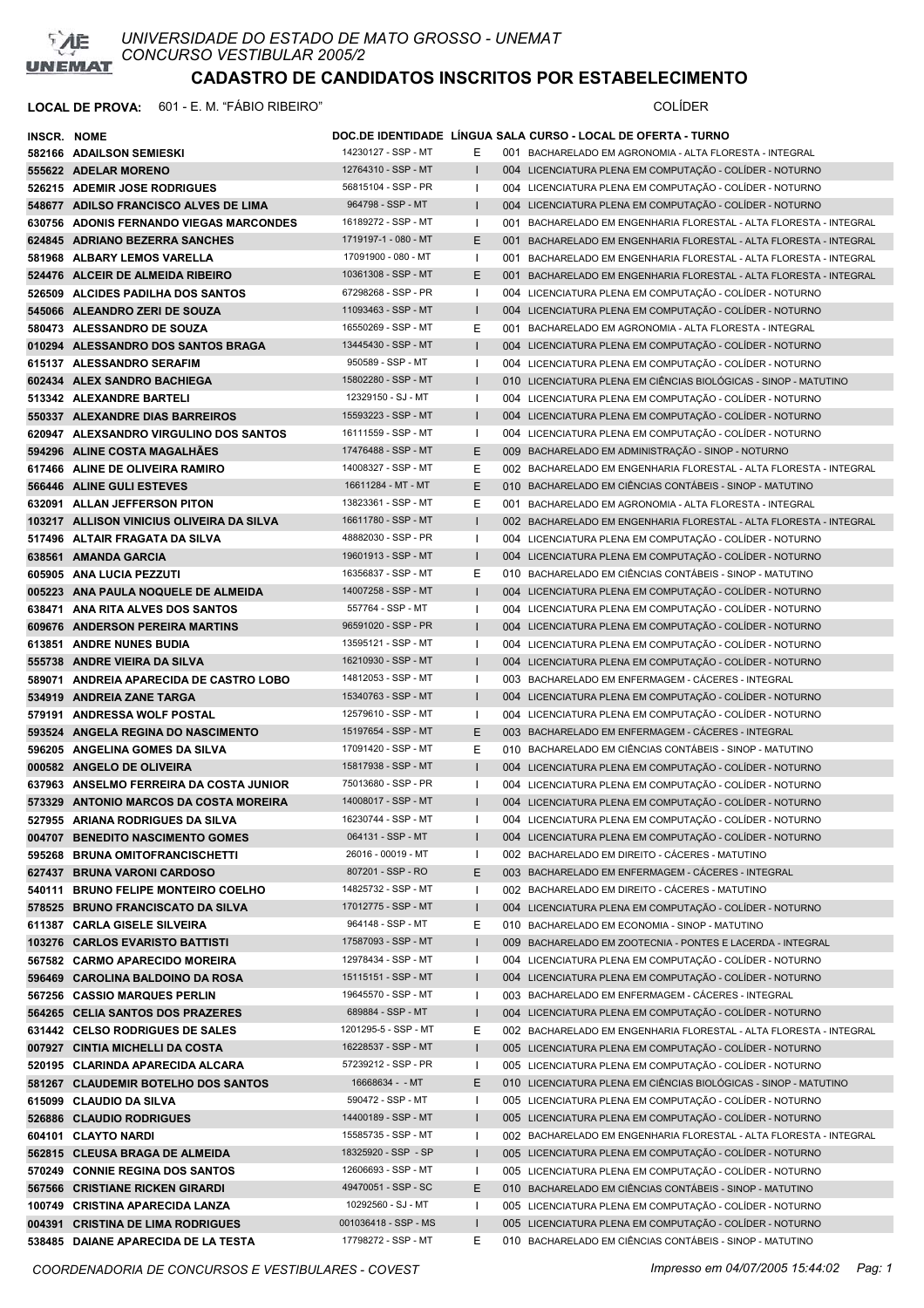# UNIVERSIDADE DO ESTADO DE MATO GROSSO - UNEMAT

## CONCURSO VESTIBULAR 2005/2

## CADASTRO DE CANDIDATOS INSCRITOS POR ESTABELECIMENTO

**LOCAL DE PROVA:** 601 - E. M. "FÁBIO RIBEIRO" COLÍDER

| INSCR. | NOME | DOC.DE IDENTIDADE | LÍNGUA | SALA | CURSO - LOCAL DE OFERTA - TURNO |
|---|---|---|---|---|---|
| 582166 | ADAILSON SEMIESKI | 14230127 - SSP - MT | E | 001 | BACHARELADO EM AGRONOMIA - ALTA FLORESTA - INTEGRAL |
| 555622 | ADELAR MORENO | 12764310 - SSP - MT | I | 004 | LICENCIATURA PLENA EM COMPUTAÇÃO - COLÍDER - NOTURNO |
| 526215 | ADEMIR JOSE RODRIGUES | 56815104 - SSP - PR | I | 004 | LICENCIATURA PLENA EM COMPUTAÇÃO - COLÍDER - NOTURNO |
| 548677 | ADILSO FRANCISCO ALVES DE LIMA | 964798 - SSP - MT | I | 004 | LICENCIATURA PLENA EM COMPUTAÇÃO - COLÍDER - NOTURNO |
| 630756 | ADONIS FERNANDO VIEGAS MARCONDES | 16189272 - SSP - MT | I | 001 | BACHARELADO EM ENGENHARIA FLORESTAL - ALTA FLORESTA - INTEGRAL |
| 624845 | ADRIANO BEZERRA SANCHES | 1719197-1 - 080 - MT | E | 001 | BACHARELADO EM ENGENHARIA FLORESTAL - ALTA FLORESTA - INTEGRAL |
| 581968 | ALBARY LEMOS VARELLA | 17091900 - 080 - MT | I | 001 | BACHARELADO EM ENGENHARIA FLORESTAL - ALTA FLORESTA - INTEGRAL |
| 524476 | ALCEIR DE ALMEIDA RIBEIRO | 10361308 - SSP - MT | E | 001 | BACHARELADO EM ENGENHARIA FLORESTAL - ALTA FLORESTA - INTEGRAL |
| 526509 | ALCIDES PADILHA DOS SANTOS | 67298268 - SSP - PR | I | 004 | LICENCIATURA PLENA EM COMPUTAÇÃO - COLÍDER - NOTURNO |
| 545066 | ALEANDRO ZERI DE SOUZA | 11093463 - SSP - MT | I | 004 | LICENCIATURA PLENA EM COMPUTAÇÃO - COLÍDER - NOTURNO |
| 580473 | ALESSANDRO DE SOUZA | 16550269 - SSP - MT | E | 001 | BACHARELADO EM AGRONOMIA - ALTA FLORESTA - INTEGRAL |
| 010294 | ALESSANDRO DOS SANTOS BRAGA | 13445430 - SSP - MT | I | 004 | LICENCIATURA PLENA EM COMPUTAÇÃO - COLÍDER - NOTURNO |
| 615137 | ALESSANDRO SERAFIM | 950589 - SSP - MT | I | 004 | LICENCIATURA PLENA EM COMPUTAÇÃO - COLÍDER - NOTURNO |
| 602434 | ALEX SANDRO BACHIEGA | 15802280 - SSP - MT | I | 010 | LICENCIATURA PLENA EM CIÊNCIAS BIOLÓGICAS - SINOP - MATUTINO |
| 513342 | ALEXANDRE BARTELI | 12329150 - SJ - MT | I | 004 | LICENCIATURA PLENA EM COMPUTAÇÃO - COLÍDER - NOTURNO |
| 550337 | ALEXANDRE DIAS BARREIROS | 15593223 - SSP - MT | I | 004 | LICENCIATURA PLENA EM COMPUTAÇÃO - COLÍDER - NOTURNO |
| 620947 | ALEXSANDRO VIRGULINO DOS SANTOS | 16111559 - SSP - MT | I | 004 | LICENCIATURA PLENA EM COMPUTAÇÃO - COLÍDER - NOTURNO |
| 594296 | ALINE COSTA MAGALHÃES | 17476488 - SSP - MT | E | 009 | BACHARELADO EM ADMINISTRAÇÃO - SINOP - NOTURNO |
| 617466 | ALINE DE OLIVEIRA RAMIRO | 14008327 - SSP - MT | E | 002 | BACHARELADO EM ENGENHARIA FLORESTAL - ALTA FLORESTA - INTEGRAL |
| 566446 | ALINE GULI ESTEVES | 16611284 - MT - MT | E | 010 | BACHARELADO EM CIÊNCIAS CONTÁBEIS - SINOP - MATUTINO |
| 632091 | ALLAN JEFFERSON PITON | 13823361 - SSP - MT | E | 001 | BACHARELADO EM AGRONOMIA - ALTA FLORESTA - INTEGRAL |
| 103217 | ALLISON VINICIUS OLIVEIRA DA SILVA | 16611780 - SSP - MT | I | 002 | BACHARELADO EM ENGENHARIA FLORESTAL - ALTA FLORESTA - INTEGRAL |
| 517496 | ALTAIR FRAGATA DA SILVA | 48882030 - SSP - PR | I | 004 | LICENCIATURA PLENA EM COMPUTAÇÃO - COLÍDER - NOTURNO |
| 638561 | AMANDA GARCIA | 19601913 - SSP - MT | I | 004 | LICENCIATURA PLENA EM COMPUTAÇÃO - COLÍDER - NOTURNO |
| 605905 | ANA LUCIA PEZZUTI | 16356837 - SSP - MT | E | 010 | BACHARELADO EM CIÊNCIAS CONTÁBEIS - SINOP - MATUTINO |
| 005223 | ANA PAULA NOQUELE DE ALMEIDA | 14007258 - SSP - MT | I | 004 | LICENCIATURA PLENA EM COMPUTAÇÃO - COLÍDER - NOTURNO |
| 638471 | ANA RITA ALVES DOS SANTOS | 557764 - SSP - MT | I | 004 | LICENCIATURA PLENA EM COMPUTAÇÃO - COLÍDER - NOTURNO |
| 609676 | ANDERSON PEREIRA MARTINS | 96591020 - SSP - PR | I | 004 | LICENCIATURA PLENA EM COMPUTAÇÃO - COLÍDER - NOTURNO |
| 613851 | ANDRE NUNES BUDIA | 13595121 - SSP - MT | I | 004 | LICENCIATURA PLENA EM COMPUTAÇÃO - COLÍDER - NOTURNO |
| 555738 | ANDRE VIEIRA DA SILVA | 16210930 - SSP - MT | I | 004 | LICENCIATURA PLENA EM COMPUTAÇÃO - COLÍDER - NOTURNO |
| 589071 | ANDREIA APARECIDA DE CASTRO LOBO | 14812053 - SSP - MT | I | 003 | BACHARELADO EM ENFERMAGEM - CÁCERES - INTEGRAL |
| 534919 | ANDREIA ZANE TARGA | 15340763 - SSP - MT | I | 004 | LICENCIATURA PLENA EM COMPUTAÇÃO - COLÍDER - NOTURNO |
| 579191 | ANDRESSA WOLF POSTAL | 12579610 - SSP - MT | I | 004 | LICENCIATURA PLENA EM COMPUTAÇÃO - COLÍDER - NOTURNO |
| 593524 | ANGELA REGINA DO NASCIMENTO | 15197654 - SSP - MT | E | 003 | BACHARELADO EM ENFERMAGEM - CÁCERES - INTEGRAL |
| 596205 | ANGELINA GOMES DA SILVA | 17091420 - SSP - MT | E | 010 | BACHARELADO EM CIÊNCIAS CONTÁBEIS - SINOP - MATUTINO |
| 000582 | ANGELO DE OLIVEIRA | 15817938 - SSP - MT | I | 004 | LICENCIATURA PLENA EM COMPUTAÇÃO - COLÍDER - NOTURNO |
| 637963 | ANSELMO FERREIRA DA COSTA JUNIOR | 75013680 - SSP - PR | I | 004 | LICENCIATURA PLENA EM COMPUTAÇÃO - COLÍDER - NOTURNO |
| 573329 | ANTONIO MARCOS DA COSTA MOREIRA | 14008017 - SSP - MT | I | 004 | LICENCIATURA PLENA EM COMPUTAÇÃO - COLÍDER - NOTURNO |
| 527955 | ARIANA RODRIGUES DA SILVA | 16230744 - SSP - MT | I | 004 | LICENCIATURA PLENA EM COMPUTAÇÃO - COLÍDER - NOTURNO |
| 004707 | BENEDITO NASCIMENTO GOMES | 064131 - SSP - MT | I | 004 | LICENCIATURA PLENA EM COMPUTAÇÃO - COLÍDER - NOTURNO |
| 595268 | BRUNA OMITOFRANCISCHETTI | 26016 - 00019 - MT | I | 002 | BACHARELADO EM DIREITO - CÁCERES - MATUTINO |
| 627437 | BRUNA VARONI CARDOSO | 807201 - SSP - RO | E | 003 | BACHARELADO EM ENFERMAGEM - CÁCERES - INTEGRAL |
| 540111 | BRUNO FELIPE MONTEIRO COELHO | 14825732 - SSP - MT | I | 002 | BACHARELADO EM DIREITO - CÁCERES - MATUTINO |
| 578525 | BRUNO FRANCISCATO DA SILVA | 17012775 - SSP - MT | I | 004 | LICENCIATURA PLENA EM COMPUTAÇÃO - COLÍDER - NOTURNO |
| 611387 | CARLA GISELE SILVEIRA | 964148 - SSP - MT | E | 010 | BACHARELADO EM ECONOMIA - SINOP - MATUTINO |
| 103276 | CARLOS EVARISTO BATTISTI | 17587093 - SSP - MT | I | 009 | BACHARELADO EM ZOOTECNIA - PONTES E LACERDA - INTEGRAL |
| 567582 | CARMO APARECIDO MOREIRA | 12978434 - SSP - MT | I | 004 | LICENCIATURA PLENA EM COMPUTAÇÃO - COLÍDER - NOTURNO |
| 596469 | CAROLINA BALDOINO DA ROSA | 15115151 - SSP - MT | I | 004 | LICENCIATURA PLENA EM COMPUTAÇÃO - COLÍDER - NOTURNO |
| 567256 | CASSIO MARQUES PERLIN | 19645570 - SSP - MT | I | 003 | BACHARELADO EM ENFERMAGEM - CÁCERES - INTEGRAL |
| 564265 | CELIA SANTOS DOS PRAZERES | 689884 - SSP - MT | I | 004 | LICENCIATURA PLENA EM COMPUTAÇÃO - COLÍDER - NOTURNO |
| 631442 | CELSO RODRIGUES DE SALES | 1201295-5 - SSP - MT | E | 002 | BACHARELADO EM ENGENHARIA FLORESTAL - ALTA FLORESTA - INTEGRAL |
| 007927 | CINTIA MICHELLI DA COSTA | 16228537 - SSP - MT | I | 005 | LICENCIATURA PLENA EM COMPUTAÇÃO - COLÍDER - NOTURNO |
| 520195 | CLARINDA APARECIDA ALCARA | 57239212 - SSP - PR | I | 005 | LICENCIATURA PLENA EM COMPUTAÇÃO - COLÍDER - NOTURNO |
| 581267 | CLAUDEMIR BOTELHO DOS SANTOS | 16668634 - - MT | E | 010 | LICENCIATURA PLENA EM CIÊNCIAS BIOLÓGICAS - SINOP - MATUTINO |
| 615099 | CLAUDIO DA SILVA | 590472 - SSP - MT | I | 005 | LICENCIATURA PLENA EM COMPUTAÇÃO - COLÍDER - NOTURNO |
| 526886 | CLAUDIO RODRIGUES | 14400189 - SSP - MT | I | 005 | LICENCIATURA PLENA EM COMPUTAÇÃO - COLÍDER - NOTURNO |
| 604101 | CLAYTO NARDI | 15585735 - SSP - MT | I | 002 | BACHARELADO EM ENGENHARIA FLORESTAL - ALTA FLORESTA - INTEGRAL |
| 562815 | CLEUSA BRAGA DE ALMEIDA | 18325920 - SSP - SP | I | 005 | LICENCIATURA PLENA EM COMPUTAÇÃO - COLÍDER - NOTURNO |
| 570249 | CONNIE REGINA DOS SANTOS | 12606693 - SSP - MT | I | 005 | LICENCIATURA PLENA EM COMPUTAÇÃO - COLÍDER - NOTURNO |
| 567566 | CRISTIANE RICKEN GIRARDI | 49470051 - SSP - SC | E | 010 | BACHARELADO EM CIÊNCIAS CONTÁBEIS - SINOP - MATUTINO |
| 100749 | CRISTINA APARECIDA LANZA | 10292560 - SJ - MT | I | 005 | LICENCIATURA PLENA EM COMPUTAÇÃO - COLÍDER - NOTURNO |
| 004391 | CRISTINA DE LIMA RODRIGUES | 001036418 - SSP - MS | I | 005 | LICENCIATURA PLENA EM COMPUTAÇÃO - COLÍDER - NOTURNO |
| 538485 | DAIANE APARECIDA DE LA TESTA | 17798272 - SSP - MT | E | 010 | BACHARELADO EM CIÊNCIAS CONTÁBEIS - SINOP - MATUTINO |

*COORDENADORIA DE CONCURSOS E VESTIBULARES - COVEST* — *Impresso em 04/07/2005 15:44:02*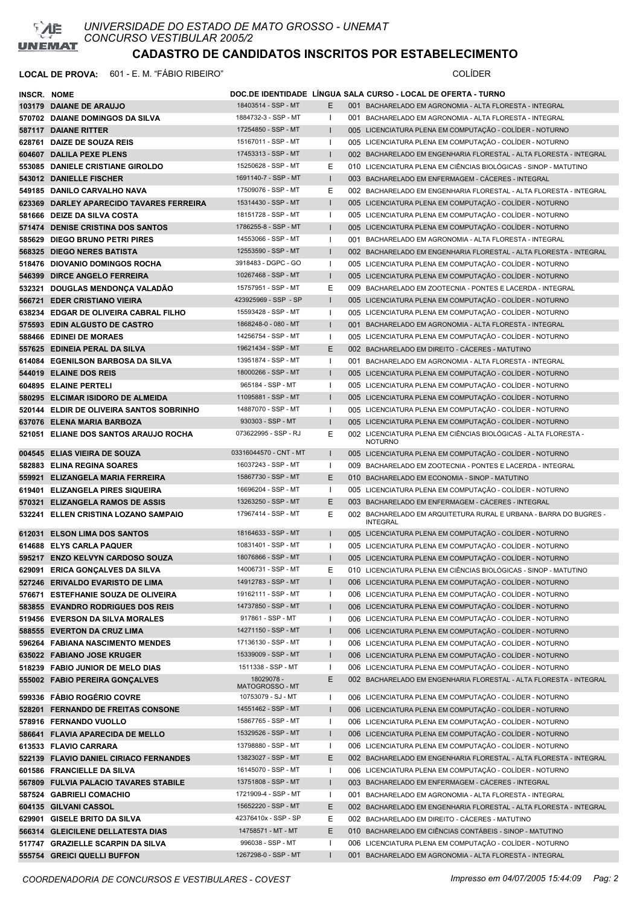UNIVERSIDADE DO ESTADO DE MATO GROSSO - UNEMAT
CONCURSO VESTIBULAR 2005/2

# CADASTRO DE CANDIDATOS INSCRITOS POR ESTABELECIMENTO

**LOCAL DE PROVA:** 601 - E. M. "FÁBIO RIBEIRO" COLÍDER

| INSCR. | NOME | DOC.DE IDENTIDADE | LÍNGUA | SALA | CURSO - LOCAL DE OFERTA - TURNO |
|---|---|---|---|---|---|
| 103179 | DAIANE DE ARAUJO | 18403514 - SSP - MT | E | 001 | BACHARELADO EM AGRONOMIA - ALTA FLORESTA - INTEGRAL |
| 570702 | DAIANE DOMINGOS DA SILVA | 1884732-3 - SSP - MT | I | 001 | BACHARELADO EM AGRONOMIA - ALTA FLORESTA - INTEGRAL |
| 587117 | DAIANE RITTER | 17254850 - SSP - MT | I | 005 | LICENCIATURA PLENA EM COMPUTAÇÃO - COLÍDER - NOTURNO |
| 628761 | DAIZE DE SOUZA REIS | 15167011 - SSP - MT | I | 005 | LICENCIATURA PLENA EM COMPUTAÇÃO - COLÍDER - NOTURNO |
| 604607 | DALILA PEXE PLENS | 17453313 - SSP - MT | I | 002 | BACHARELADO EM ENGENHARIA FLORESTAL - ALTA FLORESTA - INTEGRAL |
| 553085 | DANIELE CRISTIANE GIROLDO | 15250628 - SSP - MT | E | 010 | LICENCIATURA PLENA EM CIÊNCIAS BIOLÓGICAS - SINOP - MATUTINO |
| 543012 | DANIELLE FISCHER | 1691140-7 - SSP - MT | I | 003 | BACHARELADO EM ENFERMAGEM - CÁCERES - INTEGRAL |
| 549185 | DANILO CARVALHO NAVA | 17509076 - SSP - MT | E | 002 | BACHARELADO EM ENGENHARIA FLORESTAL - ALTA FLORESTA - INTEGRAL |
| 623369 | DARLEY APARECIDO TAVARES FERREIRA | 15314430 - SSP - MT | I | 005 | LICENCIATURA PLENA EM COMPUTAÇÃO - COLÍDER - NOTURNO |
| 581666 | DEIZE DA SILVA COSTA | 18151728 - SSP - MT | I | 005 | LICENCIATURA PLENA EM COMPUTAÇÃO - COLÍDER - NOTURNO |
| 571474 | DENISE CRISTINA DOS SANTOS | 1786255-8 - SSP - MT | I | 005 | LICENCIATURA PLENA EM COMPUTAÇÃO - COLÍDER - NOTURNO |
| 585629 | DIEGO BRUNO PETRI PIRES | 14553066 - SSP - MT | I | 001 | BACHARELADO EM AGRONOMIA - ALTA FLORESTA - INTEGRAL |
| 568325 | DIEGO NERES BATISTA | 12553590 - SSP - MT | I | 002 | BACHARELADO EM ENGENHARIA FLORESTAL - ALTA FLORESTA - INTEGRAL |
| 518476 | DIOVANIO DOMINGOS ROCHA | 3918483 - DGPC - GO | I | 005 | LICENCIATURA PLENA EM COMPUTAÇÃO - COLÍDER - NOTURNO |
| 546399 | DIRCE ANGELO FERREIRA | 10267468 - SSP - MT | I | 005 | LICENCIATURA PLENA EM COMPUTAÇÃO - COLÍDER - NOTURNO |
| 532321 | DOUGLAS MENDONÇA VALADÃO | 15757951 - SSP - MT | E | 009 | BACHARELADO EM ZOOTECNIA - PONTES E LACERDA - INTEGRAL |
| 566721 | EDER CRISTIANO VIEIRA | 423925969 - SSP - SP | I | 005 | LICENCIATURA PLENA EM COMPUTAÇÃO - COLÍDER - NOTURNO |
| 638234 | EDGAR DE OLIVEIRA CABRAL FILHO | 15593428 - SSP - MT | I | 005 | LICENCIATURA PLENA EM COMPUTAÇÃO - COLÍDER - NOTURNO |
| 575593 | EDIN ALGUSTO DE CASTRO | 1868248-0 - 080 - MT | I | 001 | BACHARELADO EM AGRONOMIA - ALTA FLORESTA - INTEGRAL |
| 588466 | EDINEI DE MORAES | 14256754 - SSP - MT | I | 005 | LICENCIATURA PLENA EM COMPUTAÇÃO - COLÍDER - NOTURNO |
| 557625 | EDINEIA PERAL DA SILVA | 19621434 - SSP - MT | E | 002 | BACHARELADO EM DIREITO - CÁCERES - MATUTINO |
| 614084 | EGENILSON BARBOSA DA SILVA | 13951874 - SSP - MT | I | 001 | BACHARELADO EM AGRONOMIA - ALTA FLORESTA - INTEGRAL |
| 544019 | ELAINE DOS REIS | 18000266 - SSP - MT | I | 005 | LICENCIATURA PLENA EM COMPUTAÇÃO - COLÍDER - NOTURNO |
| 604895 | ELAINE PERTELI | 965184 - SSP - MT | I | 005 | LICENCIATURA PLENA EM COMPUTAÇÃO - COLÍDER - NOTURNO |
| 580295 | ELCIMAR ISIDORO DE ALMEIDA | 11095881 - SSP - MT | I | 005 | LICENCIATURA PLENA EM COMPUTAÇÃO - COLÍDER - NOTURNO |
| 520144 | ELDIR DE OLIVEIRA SANTOS SOBRINHO | 14887070 - SSP - MT | I | 005 | LICENCIATURA PLENA EM COMPUTAÇÃO - COLÍDER - NOTURNO |
| 637076 | ELENA MARIA BARBOZA | 930303 - SSP - MT | I | 005 | LICENCIATURA PLENA EM COMPUTAÇÃO - COLÍDER - NOTURNO |
| 521051 | ELIANE DOS SANTOS ARAUJO ROCHA | 073622995 - SSP - RJ | E | 002 | LICENCIATURA PLENA EM CIÊNCIAS BIOLÓGICAS - ALTA FLORESTA - NOTURNO |
| 004545 | ELIAS VIEIRA DE SOUZA | 03316044570 - CNT - MT | I | 005 | LICENCIATURA PLENA EM COMPUTAÇÃO - COLÍDER - NOTURNO |
| 582883 | ELINA REGINA SOARES | 16037243 - SSP - MT | I | 009 | BACHARELADO EM ZOOTECNIA - PONTES E LACERDA - INTEGRAL |
| 559921 | ELIZANGELA MARIA FERREIRA | 15867730 - SSP - MT | E | 010 | BACHARELADO EM ECONOMIA - SINOP - MATUTINO |
| 619401 | ELIZANGELA PIRES SIQUEIRA | 16696204 - SSP - MT | I | 005 | LICENCIATURA PLENA EM COMPUTAÇÃO - COLÍDER - NOTURNO |
| 570321 | ELIZANGELA RAMOS DE ASSIS | 13263250 - SSP - MT | E | 003 | BACHARELADO EM ENFERMAGEM - CÁCERES - INTEGRAL |
| 532241 | ELLEN CRISTINA LOZANO SAMPAIO | 17967414 - SSP - MT | E | 002 | BACHARELADO EM ARQUITETURA RURAL E URBANA - BARRA DO BUGRES - INTEGRAL |
| 612031 | ELSON LIMA DOS SANTOS | 18164633 - SSP - MT | I | 005 | LICENCIATURA PLENA EM COMPUTAÇÃO - COLÍDER - NOTURNO |
| 614688 | ELYS CARLA PAQUER | 10831401 - SSP - MT | I | 005 | LICENCIATURA PLENA EM COMPUTAÇÃO - COLÍDER - NOTURNO |
| 595217 | ENZO KELVYN CARDOSO SOUZA | 18076866 - SSP - MT | I | 005 | LICENCIATURA PLENA EM COMPUTAÇÃO - COLÍDER - NOTURNO |
| 629091 | ERICA GONÇALVES DA SILVA | 14006731 - SSP - MT | E | 010 | LICENCIATURA PLENA EM CIÊNCIAS BIOLÓGICAS - SINOP - MATUTINO |
| 527246 | ERIVALDO EVARISTO DE LIMA | 14912783 - SSP - MT | I | 006 | LICENCIATURA PLENA EM COMPUTAÇÃO - COLÍDER - NOTURNO |
| 576671 | ESTEFHANIE SOUZA DE OLIVEIRA | 19162111 - SSP - MT | I | 006 | LICENCIATURA PLENA EM COMPUTAÇÃO - COLÍDER - NOTURNO |
| 583855 | EVANDRO RODRIGUES DOS REIS | 14737850 - SSP - MT | I | 006 | LICENCIATURA PLENA EM COMPUTAÇÃO - COLÍDER - NOTURNO |
| 519456 | EVERSON DA SILVA MORALES | 917861 - SSP - MT | I | 006 | LICENCIATURA PLENA EM COMPUTAÇÃO - COLÍDER - NOTURNO |
| 588555 | EVERTON DA CRUZ LIMA | 14271150 - SSP - MT | I | 006 | LICENCIATURA PLENA EM COMPUTAÇÃO - COLÍDER - NOTURNO |
| 596264 | FABIANA NASCIMENTO MENDES | 17136130 - SSP - MT | I | 006 | LICENCIATURA PLENA EM COMPUTAÇÃO - COLÍDER - NOTURNO |
| 635022 | FABIANO JOSE KRUGER | 15339009 - SSP - MT | I | 006 | LICENCIATURA PLENA EM COMPUTAÇÃO - COLÍDER - NOTURNO |
| 518239 | FABIO JUNIOR DE MELO DIAS | 1511338 - SSP - MT | I | 006 | LICENCIATURA PLENA EM COMPUTAÇÃO - COLÍDER - NOTURNO |
| 555002 | FABIO PEREIRA GONÇALVES | 18029078 - MATOGROSSO - MT | E | 002 | BACHARELADO EM ENGENHARIA FLORESTAL - ALTA FLORESTA - INTEGRAL |
| 599336 | FÁBIO ROGÉRIO COVRE | 10753079 - SJ - MT | I | 006 | LICENCIATURA PLENA EM COMPUTAÇÃO - COLÍDER - NOTURNO |
| 528201 | FERNANDO DE FREITAS CONSONE | 14551462 - SSP - MT | I | 006 | LICENCIATURA PLENA EM COMPUTAÇÃO - COLÍDER - NOTURNO |
| 578916 | FERNANDO VUOLLO | 15867765 - SSP - MT | I | 006 | LICENCIATURA PLENA EM COMPUTAÇÃO - COLÍDER - NOTURNO |
| 586641 | FLAVIA APARECIDA DE MELLO | 15329526 - SSP - MT | I | 006 | LICENCIATURA PLENA EM COMPUTAÇÃO - COLÍDER - NOTURNO |
| 613533 | FLAVIO CARRARA | 13798880 - SSP - MT | I | 006 | LICENCIATURA PLENA EM COMPUTAÇÃO - COLÍDER - NOTURNO |
| 522139 | FLAVIO DANIEL CIRIACO FERNANDES | 13823027 - SSP - MT | E | 002 | BACHARELADO EM ENGENHARIA FLORESTAL - ALTA FLORESTA - INTEGRAL |
| 601586 | FRANCIELLE DA SILVA | 16145070 - SSP - MT | I | 006 | LICENCIATURA PLENA EM COMPUTAÇÃO - COLÍDER - NOTURNO |
| 567809 | FULVIA PALACIO TAVARES STABILE | 13751808 - SSP - MT | I | 003 | BACHARELADO EM ENFERMAGEM - CÁCERES - INTEGRAL |
| 587524 | GABRIELI COMACHIO | 1721909-4 - SSP - MT | I | 001 | BACHARELADO EM AGRONOMIA - ALTA FLORESTA - INTEGRAL |
| 604135 | GILVANI CASSOL | 15652220 - SSP - MT | E | 002 | BACHARELADO EM ENGENHARIA FLORESTAL - ALTA FLORESTA - INTEGRAL |
| 629901 | GISELE BRITO DA SILVA | 42376410x - SSP - SP | E | 002 | BACHARELADO EM DIREITO - CÁCERES - MATUTINO |
| 566314 | GLEICILENE DELLATESTA DIAS | 14758571 - MT - MT | E | 010 | BACHARELADO EM CIÊNCIAS CONTÁBEIS - SINOP - MATUTINO |
| 517747 | GRAZIELLE SCARPIN DA SILVA | 996038 - SSP - MT | I | 006 | LICENCIATURA PLENA EM COMPUTAÇÃO - COLÍDER - NOTURNO |
| 555754 | GREICI QUELLI BUFFON | 1267298-0 - SSP - MT | I | 001 | BACHARELADO EM AGRONOMIA - ALTA FLORESTA - INTEGRAL |

COORDENADORIA DE CONCURSOS E VESTIBULARES - COVEST — Impresso em 04/07/2005 15:44:09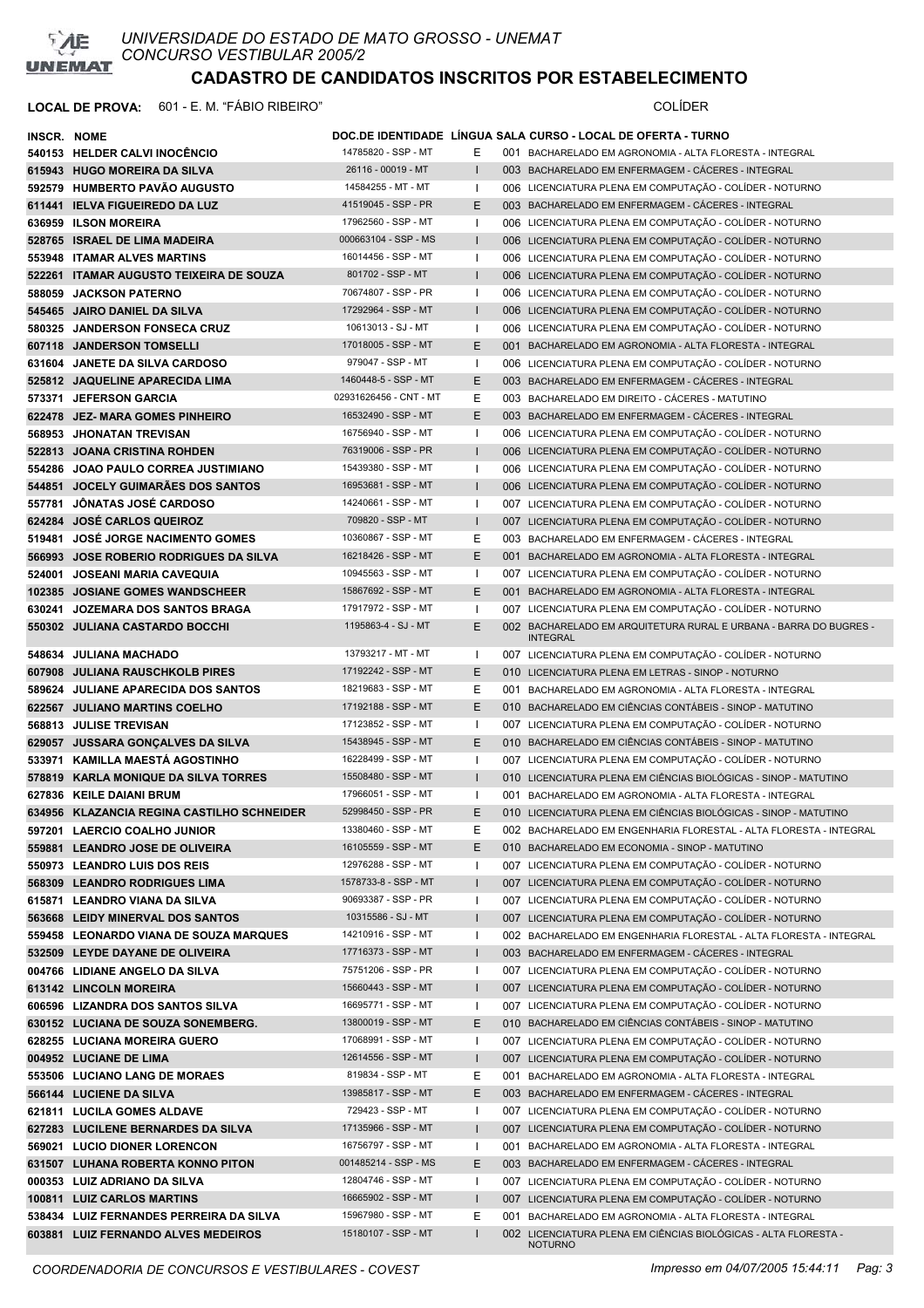UNIVERSIDADE DO ESTADO DE MATO GROSSO - UNEMAT
CONCURSO VESTIBULAR 2005/2

# CADASTRO DE CANDIDATOS INSCRITOS POR ESTABELECIMENTO

**LOCAL DE PROVA:** 601 - E. M. "FÁBIO RIBEIRO" COLÍDER

| INSCR. | NOME | DOC.DE IDENTIDADE | LÍNGUA | SALA | CURSO - LOCAL DE OFERTA - TURNO |
|---|---|---|---|---|---|
| 540153 | HELDER CALVI INOCÊNCIO | 14785820 - SSP - MT | E | 001 | BACHARELADO EM AGRONOMIA - ALTA FLORESTA - INTEGRAL |
| 615943 | HUGO MOREIRA DA SILVA | 26116 - 00019 - MT | I | 003 | BACHARELADO EM ENFERMAGEM - CÁCERES - INTEGRAL |
| 592579 | HUMBERTO PAVÃO AUGUSTO | 14584255 - MT - MT | I | 006 | LICENCIATURA PLENA EM COMPUTAÇÃO - COLÍDER - NOTURNO |
| 611441 | IELVA FIGUEIREDO DA LUZ | 41519045 - SSP - PR | E | 003 | BACHARELADO EM ENFERMAGEM - CÁCERES - INTEGRAL |
| 636959 | ILSON MOREIRA | 17962560 - SSP - MT | I | 006 | LICENCIATURA PLENA EM COMPUTAÇÃO - COLÍDER - NOTURNO |
| 528765 | ISRAEL DE LIMA MADEIRA | 000663104 - SSP - MS | I | 006 | LICENCIATURA PLENA EM COMPUTAÇÃO - COLÍDER - NOTURNO |
| 553948 | ITAMAR ALVES MARTINS | 16014456 - SSP - MT | I | 006 | LICENCIATURA PLENA EM COMPUTAÇÃO - COLÍDER - NOTURNO |
| 522261 | ITAMAR AUGUSTO TEIXEIRA DE SOUZA | 801702 - SSP - MT | I | 006 | LICENCIATURA PLENA EM COMPUTAÇÃO - COLÍDER - NOTURNO |
| 588059 | JACKSON PATERNO | 70674807 - SSP - PR | I | 006 | LICENCIATURA PLENA EM COMPUTAÇÃO - COLÍDER - NOTURNO |
| 545465 | JAIRO DANIEL DA SILVA | 17292964 - SSP - MT | I | 006 | LICENCIATURA PLENA EM COMPUTAÇÃO - COLÍDER - NOTURNO |
| 580325 | JANDERSON FONSECA CRUZ | 10613013 - SJ - MT | I | 006 | LICENCIATURA PLENA EM COMPUTAÇÃO - COLÍDER - NOTURNO |
| 607118 | JANDERSON TOMSELLI | 17018005 - SSP - MT | E | 001 | BACHARELADO EM AGRONOMIA - ALTA FLORESTA - INTEGRAL |
| 631604 | JANETE DA SILVA CARDOSO | 979047 - SSP - MT | I | 006 | LICENCIATURA PLENA EM COMPUTAÇÃO - COLÍDER - NOTURNO |
| 525812 | JAQUELINE APARECIDA LIMA | 1460448-5 - SSP - MT | E | 003 | BACHARELADO EM ENFERMAGEM - CÁCERES - INTEGRAL |
| 573371 | JEFERSON GARCIA | 02931626456 - CNT - MT | E | 003 | BACHARELADO EM DIREITO - CÁCERES - MATUTINO |
| 622478 | JEZ- MARA GOMES PINHEIRO | 16532490 - SSP - MT | E | 003 | BACHARELADO EM ENFERMAGEM - CÁCERES - INTEGRAL |
| 568953 | JHONATAN TREVISAN | 16756940 - SSP - MT | I | 006 | LICENCIATURA PLENA EM COMPUTAÇÃO - COLÍDER - NOTURNO |
| 522813 | JOANA CRISTINA ROHDEN | 76319006 - SSP - PR | I | 006 | LICENCIATURA PLENA EM COMPUTAÇÃO - COLÍDER - NOTURNO |
| 554286 | JOAO PAULO CORREA JUSTIMIANO | 15439380 - SSP - MT | I | 006 | LICENCIATURA PLENA EM COMPUTAÇÃO - COLÍDER - NOTURNO |
| 544851 | JOCELY GUIMARÃES DOS SANTOS | 16953681 - SSP - MT | I | 006 | LICENCIATURA PLENA EM COMPUTAÇÃO - COLÍDER - NOTURNO |
| 557781 | JÔNATAS JOSÉ CARDOSO | 14240661 - SSP - MT | I | 007 | LICENCIATURA PLENA EM COMPUTAÇÃO - COLÍDER - NOTURNO |
| 624284 | JOSÉ CARLOS QUEIROZ | 709820 - SSP - MT | I | 007 | LICENCIATURA PLENA EM COMPUTAÇÃO - COLÍDER - NOTURNO |
| 519481 | JOSÉ JORGE NACIMENTO GOMES | 10360867 - SSP - MT | E | 003 | BACHARELADO EM ENFERMAGEM - CÁCERES - INTEGRAL |
| 566993 | JOSE ROBERIO RODRIGUES DA SILVA | 16218426 - SSP - MT | E | 001 | BACHARELADO EM AGRONOMIA - ALTA FLORESTA - INTEGRAL |
| 524001 | JOSEANI MARIA CAVEQUIA | 10945563 - SSP - MT | I | 007 | LICENCIATURA PLENA EM COMPUTAÇÃO - COLÍDER - NOTURNO |
| 102385 | JOSIANE GOMES WANDSCHEER | 15867692 - SSP - MT | E | 001 | BACHARELADO EM AGRONOMIA - ALTA FLORESTA - INTEGRAL |
| 630241 | JOZEMARA DOS SANTOS BRAGA | 17917972 - SSP - MT | I | 007 | LICENCIATURA PLENA EM COMPUTAÇÃO - COLÍDER - NOTURNO |
| 550302 | JULIANA CASTARDO BOCCHI | 1195863-4 - SJ - MT | E | 002 | BACHARELADO EM ARQUITETURA RURAL E URBANA - BARRA DO BUGRES - INTEGRAL |
| 548634 | JULIANA MACHADO | 13793217 - MT - MT | I | 007 | LICENCIATURA PLENA EM COMPUTAÇÃO - COLÍDER - NOTURNO |
| 607908 | JULIANA RAUSCHKOLB PIRES | 17192242 - SSP - MT | E | 010 | LICENCIATURA PLENA EM LETRAS - SINOP - NOTURNO |
| 589624 | JULIANE APARECIDA DOS SANTOS | 18219683 - SSP - MT | E | 001 | BACHARELADO EM AGRONOMIA - ALTA FLORESTA - INTEGRAL |
| 622567 | JULIANO MARTINS COELHO | 17192188 - SSP - MT | E | 010 | BACHARELADO EM CIÊNCIAS CONTÁBEIS - SINOP - MATUTINO |
| 568813 | JULISE TREVISAN | 17123852 - SSP - MT | I | 007 | LICENCIATURA PLENA EM COMPUTAÇÃO - COLÍDER - NOTURNO |
| 629057 | JUSSARA GONÇALVES DA SILVA | 15438945 - SSP - MT | E | 010 | BACHARELADO EM CIÊNCIAS CONTÁBEIS - SINOP - MATUTINO |
| 533971 | KAMILLA MAESTÁ AGOSTINHO | 16228499 - SSP - MT | I | 007 | LICENCIATURA PLENA EM COMPUTAÇÃO - COLÍDER - NOTURNO |
| 578819 | KARLA MONIQUE DA SILVA TORRES | 15508480 - SSP - MT | I | 010 | LICENCIATURA PLENA EM CIÊNCIAS BIOLÓGICAS - SINOP - MATUTINO |
| 627836 | KEILE DAIANI BRUM | 17966051 - SSP - MT | I | 001 | BACHARELADO EM AGRONOMIA - ALTA FLORESTA - INTEGRAL |
| 634956 | KLAZCANCIA REGINA CASTILHO SCHNEIDER | 52998450 - SSP - PR | E | 010 | LICENCIATURA PLENA EM CIÊNCIAS BIOLÓGICAS - SINOP - MATUTINO |
| 597201 | LAERCIO COALHO JUNIOR | 13380460 - SSP - MT | E | 002 | BACHARELADO EM ENGENHARIA FLORESTAL - ALTA FLORESTA - INTEGRAL |
| 559881 | LEANDRO JOSE DE OLIVEIRA | 16105559 - SSP - MT | E | 010 | BACHARELADO EM ECONOMIA - SINOP - MATUTINO |
| 550973 | LEANDRO LUIS DOS REIS | 12976288 - SSP - MT | I | 007 | LICENCIATURA PLENA EM COMPUTAÇÃO - COLÍDER - NOTURNO |
| 568309 | LEANDRO RODRIGUES LIMA | 1578733-8 - SSP - MT | I | 007 | LICENCIATURA PLENA EM COMPUTAÇÃO - COLÍDER - NOTURNO |
| 615871 | LEANDRO VIANA DA SILVA | 90693387 - SSP - PR | I | 007 | LICENCIATURA PLENA EM COMPUTAÇÃO - COLÍDER - NOTURNO |
| 563668 | LEIDY MINERVAL DOS SANTOS | 10315586 - SJ - MT | I | 007 | LICENCIATURA PLENA EM COMPUTAÇÃO - COLÍDER - NOTURNO |
| 559458 | LEONARDO VIANA DE SOUZA MARQUES | 14210916 - SSP - MT | I | 002 | BACHARELADO EM ENGENHARIA FLORESTAL - ALTA FLORESTA - INTEGRAL |
| 532509 | LEYDE DAYANE DE OLIVEIRA | 17716373 - SSP - MT | I | 003 | BACHARELADO EM ENFERMAGEM - CÁCERES - INTEGRAL |
| 004766 | LIDIANE ANGELO DA SILVA | 75751206 - SSP - PR | I | 007 | LICENCIATURA PLENA EM COMPUTAÇÃO - COLÍDER - NOTURNO |
| 613142 | LINCOLN MOREIRA | 15660443 - SSP - MT | I | 007 | LICENCIATURA PLENA EM COMPUTAÇÃO - COLÍDER - NOTURNO |
| 606596 | LIZANDRA DOS SANTOS SILVA | 16695771 - SSP - MT | I | 007 | LICENCIATURA PLENA EM COMPUTAÇÃO - COLÍDER - NOTURNO |
| 630152 | LUCIANA DE SOUZA SONEMBERG. | 13800019 - SSP - MT | E | 010 | BACHARELADO EM CIÊNCIAS CONTÁBEIS - SINOP - MATUTINO |
| 628255 | LUCIANA MOREIRA GUERO | 17068991 - SSP - MT | I | 007 | LICENCIATURA PLENA EM COMPUTAÇÃO - COLÍDER - NOTURNO |
| 004952 | LUCIANE DE LIMA | 12614556 - SSP - MT | I | 007 | LICENCIATURA PLENA EM COMPUTAÇÃO - COLÍDER - NOTURNO |
| 553506 | LUCIANO LANG DE MORAES | 819834 - SSP - MT | E | 001 | BACHARELADO EM AGRONOMIA - ALTA FLORESTA - INTEGRAL |
| 566144 | LUCIENE DA SILVA | 13985817 - SSP - MT | E | 003 | BACHARELADO EM ENFERMAGEM - CÁCERES - INTEGRAL |
| 621811 | LUCILA GOMES ALDAVE | 729423 - SSP - MT | I | 007 | LICENCIATURA PLENA EM COMPUTAÇÃO - COLÍDER - NOTURNO |
| 627283 | LUCILENE BERNARDES DA SILVA | 17135966 - SSP - MT | I | 007 | LICENCIATURA PLENA EM COMPUTAÇÃO - COLÍDER - NOTURNO |
| 569021 | LUCIO DIONER LORENCON | 16756797 - SSP - MT | I | 001 | BACHARELADO EM AGRONOMIA - ALTA FLORESTA - INTEGRAL |
| 631507 | LUHANA ROBERTA KONNO PITON | 001485214 - SSP - MS | E | 003 | BACHARELADO EM ENFERMAGEM - CÁCERES - INTEGRAL |
| 000353 | LUIZ ADRIANO DA SILVA | 12804746 - SSP - MT | I | 007 | LICENCIATURA PLENA EM COMPUTAÇÃO - COLÍDER - NOTURNO |
| 100811 | LUIZ CARLOS MARTINS | 16665902 - SSP - MT | I | 007 | LICENCIATURA PLENA EM COMPUTAÇÃO - COLÍDER - NOTURNO |
| 538434 | LUIZ FERNANDES PERREIRA DA SILVA | 15967980 - SSP - MT | E | 001 | BACHARELADO EM AGRONOMIA - ALTA FLORESTA - INTEGRAL |
| 603881 | LUIZ FERNANDO ALVES MEDEIROS | 15180107 - SSP - MT | I | 002 | LICENCIATURA PLENA EM CIÊNCIAS BIOLÓGICAS - ALTA FLORESTA - NOTURNO |

COORDENADORIA DE CONCURSOS E VESTIBULARES - COVEST Impresso em 04/07/2005 15:44:11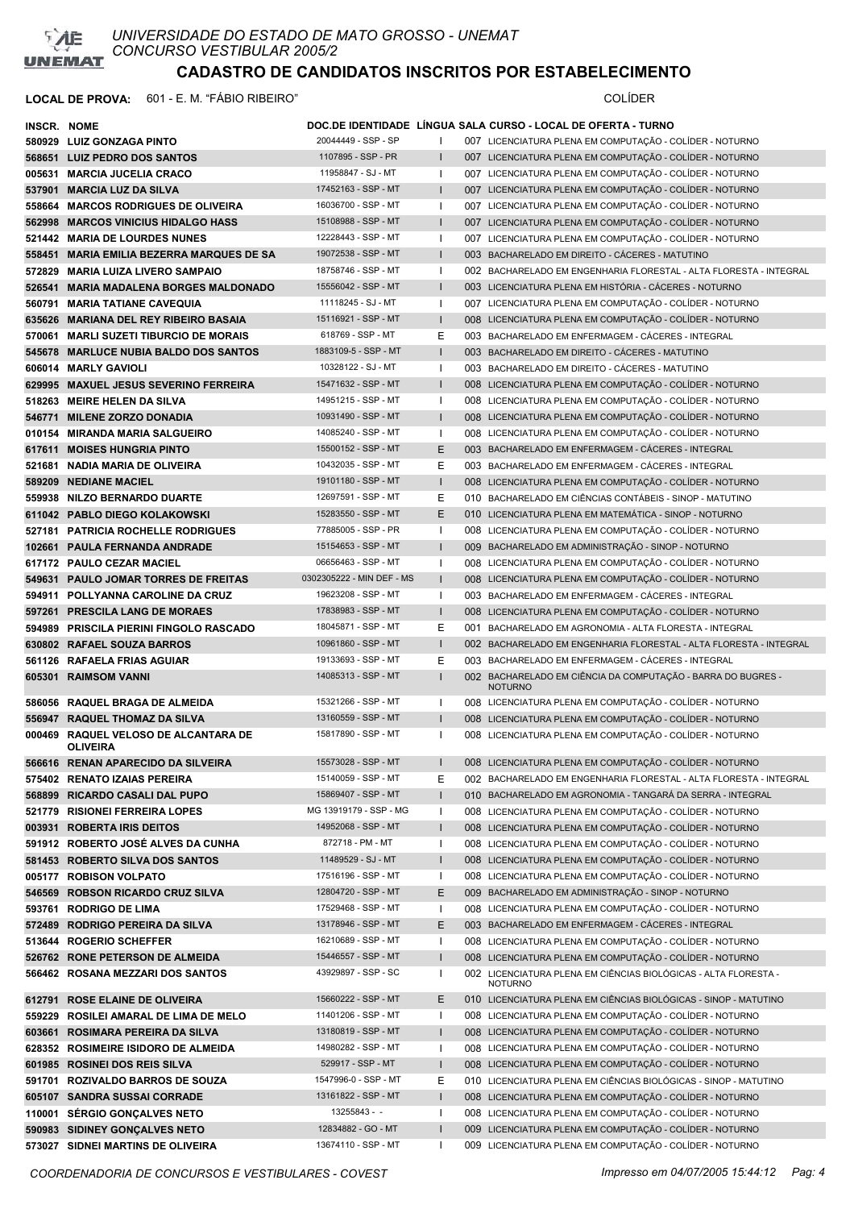UNIVERSIDADE DO ESTADO DE MATO GROSSO - UNEMAT
CONCURSO VESTIBULAR 2005/2

# CADASTRO DE CANDIDATOS INSCRITOS POR ESTABELECIMENTO

**LOCAL DE PROVA:** 601 - E. M. "FÁBIO RIBEIRO" COLÍDER

| INSCR. | NOME | DOC.DE IDENTIDADE | LÍNGUA | SALA | CURSO - LOCAL DE OFERTA - TURNO |
|---|---|---|---|---|---|
| 580929 | LUIZ GONZAGA PINTO | 20044449 - SSP - SP | I | 007 | LICENCIATURA PLENA EM COMPUTAÇÃO - COLÍDER - NOTURNO |
| 568651 | LUIZ PEDRO DOS SANTOS | 1107895 - SSP - PR | I | 007 | LICENCIATURA PLENA EM COMPUTAÇÃO - COLÍDER - NOTURNO |
| 005631 | MARCIA JUCELIA CRACO | 11958847 - SJ - MT | I | 007 | LICENCIATURA PLENA EM COMPUTAÇÃO - COLÍDER - NOTURNO |
| 537901 | MARCIA LUZ DA SILVA | 17452163 - SSP - MT | I | 007 | LICENCIATURA PLENA EM COMPUTAÇÃO - COLÍDER - NOTURNO |
| 558664 | MARCOS RODRIGUES DE OLIVEIRA | 16036700 - SSP - MT | I | 007 | LICENCIATURA PLENA EM COMPUTAÇÃO - COLÍDER - NOTURNO |
| 562998 | MARCOS VINICIUS HIDALGO HASS | 15108988 - SSP - MT | I | 007 | LICENCIATURA PLENA EM COMPUTAÇÃO - COLÍDER - NOTURNO |
| 521442 | MARIA DE LOURDES NUNES | 12228443 - SSP - MT | I | 007 | LICENCIATURA PLENA EM COMPUTAÇÃO - COLÍDER - NOTURNO |
| 558451 | MARIA EMILIA BEZERRA MARQUES DE SA | 19072538 - SSP - MT | I | 003 | BACHARELADO EM DIREITO - CÁCERES - MATUTINO |
| 572829 | MARIA LUIZA LIVERO SAMPAIO | 18758746 - SSP - MT | I | 002 | BACHARELADO EM ENGENHARIA FLORESTAL - ALTA FLORESTA - INTEGRAL |
| 526541 | MARIA MADALENA BORGES MALDONADO | 15556042 - SSP - MT | I | 003 | LICENCIATURA PLENA EM HISTÓRIA - CÁCERES - NOTURNO |
| 560791 | MARIA TATIANE CAVEQUIA | 11118245 - SJ - MT | I | 007 | LICENCIATURA PLENA EM COMPUTAÇÃO - COLÍDER - NOTURNO |
| 635626 | MARIANA DEL REY RIBEIRO BASAIA | 15116921 - SSP - MT | I | 008 | LICENCIATURA PLENA EM COMPUTAÇÃO - COLÍDER - NOTURNO |
| 570061 | MARLI SUZETI TIBURCIO DE MORAIS | 618769 - SSP - MT | E | 003 | BACHARELADO EM ENFERMAGEM - CÁCERES - INTEGRAL |
| 545678 | MARLUCE NUBIA BALDO DOS SANTOS | 1883109-5 - SSP - MT | I | 003 | BACHARELADO EM DIREITO - CÁCERES - MATUTINO |
| 606014 | MARLY GAVIOLI | 10328122 - SJ - MT | I | 003 | BACHARELADO EM DIREITO - CÁCERES - MATUTINO |
| 629995 | MAXUEL JESUS SEVERINO FERREIRA | 15471632 - SSP - MT | I | 008 | LICENCIATURA PLENA EM COMPUTAÇÃO - COLÍDER - NOTURNO |
| 518263 | MEIRE HELEN DA SILVA | 14951215 - SSP - MT | I | 008 | LICENCIATURA PLENA EM COMPUTAÇÃO - COLÍDER - NOTURNO |
| 546771 | MILENE ZORZO DONADIA | 10931490 - SSP - MT | I | 008 | LICENCIATURA PLENA EM COMPUTAÇÃO - COLÍDER - NOTURNO |
| 010154 | MIRANDA MARIA SALGUEIRO | 14085240 - SSP - MT | I | 008 | LICENCIATURA PLENA EM COMPUTAÇÃO - COLÍDER - NOTURNO |
| 617611 | MOISES HUNGRIA PINTO | 15500152 - SSP - MT | E | 003 | BACHARELADO EM ENFERMAGEM - CÁCERES - INTEGRAL |
| 521681 | NADIA MARIA DE OLIVEIRA | 10432035 - SSP - MT | E | 003 | BACHARELADO EM ENFERMAGEM - CÁCERES - INTEGRAL |
| 589209 | NEDIANE MACIEL | 19101180 - SSP - MT | I | 008 | LICENCIATURA PLENA EM COMPUTAÇÃO - COLÍDER - NOTURNO |
| 559938 | NILZO BERNARDO DUARTE | 12697591 - SSP - MT | E | 010 | BACHARELADO EM CIÊNCIAS CONTÁBEIS - SINOP - MATUTINO |
| 611042 | PABLO DIEGO KOLAKOWSKI | 15283550 - SSP - MT | E | 010 | LICENCIATURA PLENA EM MATEMÁTICA - SINOP - NOTURNO |
| 527181 | PATRICIA ROCHELLE RODRIGUES | 77885005 - SSP - PR | I | 008 | LICENCIATURA PLENA EM COMPUTAÇÃO - COLÍDER - NOTURNO |
| 102661 | PAULA FERNANDA ANDRADE | 15154653 - SSP - MT | I | 009 | BACHARELADO EM ADMINISTRAÇÃO - SINOP - NOTURNO |
| 617172 | PAULO CEZAR MACIEL | 06656463 - SSP - MT | I | 008 | LICENCIATURA PLENA EM COMPUTAÇÃO - COLÍDER - NOTURNO |
| 549631 | PAULO JOMAR TORRES DE FREITAS | 0302305222 - MIN DEF - MS | I | 008 | LICENCIATURA PLENA EM COMPUTAÇÃO - COLÍDER - NOTURNO |
| 594911 | POLLYANNA CAROLINE DA CRUZ | 19623208 - SSP - MT | I | 003 | BACHARELADO EM ENFERMAGEM - CÁCERES - INTEGRAL |
| 597261 | PRESCILA LANG DE MORAES | 17838983 - SSP - MT | I | 008 | LICENCIATURA PLENA EM COMPUTAÇÃO - COLÍDER - NOTURNO |
| 594989 | PRISCILA PIERINI FINGOLO RASCADO | 18045871 - SSP - MT | E | 001 | BACHARELADO EM AGRONOMIA - ALTA FLORESTA - INTEGRAL |
| 630802 | RAFAEL SOUZA BARROS | 10961860 - SSP - MT | I | 002 | BACHARELADO EM ENGENHARIA FLORESTAL - ALTA FLORESTA - INTEGRAL |
| 561126 | RAFAELA FRIAS AGUIAR | 19133693 - SSP - MT | E | 003 | BACHARELADO EM ENFERMAGEM - CÁCERES - INTEGRAL |
| 605301 | RAIMSOM VANNI | 14085313 - SSP - MT | I | 002 | BACHARELADO EM CIÊNCIA DA COMPUTAÇÃO - BARRA DO BUGRES - NOTURNO |
| 586056 | RAQUEL BRAGA DE ALMEIDA | 15321266 - SSP - MT | I | 008 | LICENCIATURA PLENA EM COMPUTAÇÃO - COLÍDER - NOTURNO |
| 556947 | RAQUEL THOMAZ DA SILVA | 13160559 - SSP - MT | I | 008 | LICENCIATURA PLENA EM COMPUTAÇÃO - COLÍDER - NOTURNO |
| 000469 | RAQUEL VELOSO DE ALCANTARA DE OLIVEIRA | 15817890 - SSP - MT | I | 008 | LICENCIATURA PLENA EM COMPUTAÇÃO - COLÍDER - NOTURNO |
| 566616 | RENAN APARECIDO DA SILVEIRA | 15573028 - SSP - MT | I | 008 | LICENCIATURA PLENA EM COMPUTAÇÃO - COLÍDER - NOTURNO |
| 575402 | RENATO IZAIAS PEREIRA | 15140059 - SSP - MT | E | 002 | BACHARELADO EM ENGENHARIA FLORESTAL - ALTA FLORESTA - INTEGRAL |
| 568899 | RICARDO CASALI DAL PUPO | 15869407 - SSP - MT | I | 010 | BACHARELADO EM AGRONOMIA - TANGARÁ DA SERRA - INTEGRAL |
| 521779 | RISIONEI FERREIRA LOPES | MG 13919179 - SSP - MG | I | 008 | LICENCIATURA PLENA EM COMPUTAÇÃO - COLÍDER - NOTURNO |
| 003931 | ROBERTA IRIS DEITOS | 14952068 - SSP - MT | I | 008 | LICENCIATURA PLENA EM COMPUTAÇÃO - COLÍDER - NOTURNO |
| 591912 | ROBERTO JOSÉ ALVES DA CUNHA | 872718 - PM - MT | I | 008 | LICENCIATURA PLENA EM COMPUTAÇÃO - COLÍDER - NOTURNO |
| 581453 | ROBERTO SILVA DOS SANTOS | 11489529 - SJ - MT | I | 008 | LICENCIATURA PLENA EM COMPUTAÇÃO - COLÍDER - NOTURNO |
| 005177 | ROBISON VOLPATO | 17516196 - SSP - MT | I | 008 | LICENCIATURA PLENA EM COMPUTAÇÃO - COLÍDER - NOTURNO |
| 546569 | ROBSON RICARDO CRUZ SILVA | 12804720 - SSP - MT | E | 009 | BACHARELADO EM ADMINISTRAÇÃO - SINOP - NOTURNO |
| 593761 | RODRIGO DE LIMA | 17529468 - SSP - MT | I | 008 | LICENCIATURA PLENA EM COMPUTAÇÃO - COLÍDER - NOTURNO |
| 572489 | RODRIGO PEREIRA DA SILVA | 13178946 - SSP - MT | E | 003 | BACHARELADO EM ENFERMAGEM - CÁCERES - INTEGRAL |
| 513644 | ROGERIO SCHEFFER | 16210689 - SSP - MT | I | 008 | LICENCIATURA PLENA EM COMPUTAÇÃO - COLÍDER - NOTURNO |
| 526762 | RONE PETERSON DE ALMEIDA | 15446557 - SSP - MT | I | 008 | LICENCIATURA PLENA EM COMPUTAÇÃO - COLÍDER - NOTURNO |
| 566462 | ROSANA MEZZARI DOS SANTOS | 43929897 - SSP - SC | I | 002 | LICENCIATURA PLENA EM CIÊNCIAS BIOLÓGICAS - ALTA FLORESTA - NOTURNO |
| 612791 | ROSE ELAINE DE OLIVEIRA | 15660222 - SSP - MT | E | 010 | LICENCIATURA PLENA EM CIÊNCIAS BIOLÓGICAS - SINOP - MATUTINO |
| 559229 | ROSILEI AMARAL DE LIMA DE MELO | 11401206 - SSP - MT | I | 008 | LICENCIATURA PLENA EM COMPUTAÇÃO - COLÍDER - NOTURNO |
| 603661 | ROSIMARA PEREIRA DA SILVA | 13180819 - SSP - MT | I | 008 | LICENCIATURA PLENA EM COMPUTAÇÃO - COLÍDER - NOTURNO |
| 628352 | ROSIMEIRE ISIDORO DE ALMEIDA | 14980282 - SSP - MT | I | 008 | LICENCIATURA PLENA EM COMPUTAÇÃO - COLÍDER - NOTURNO |
| 601985 | ROSINEI DOS REIS SILVA | 529917 - SSP - MT | I | 008 | LICENCIATURA PLENA EM COMPUTAÇÃO - COLÍDER - NOTURNO |
| 591701 | ROZIVALDO BARROS DE SOUZA | 1547996-0 - SSP - MT | E | 010 | LICENCIATURA PLENA EM CIÊNCIAS BIOLÓGICAS - SINOP - MATUTINO |
| 605107 | SANDRA SUSSAI CORRADE | 13161822 - SSP - MT | I | 008 | LICENCIATURA PLENA EM COMPUTAÇÃO - COLÍDER - NOTURNO |
| 110001 | SÉRGIO GONÇALVES NETO | 13255843 - - | I | 008 | LICENCIATURA PLENA EM COMPUTAÇÃO - COLÍDER - NOTURNO |
| 590983 | SIDINEY GONÇALVES NETO | 12834882 - GO - MT | I | 009 | LICENCIATURA PLENA EM COMPUTAÇÃO - COLÍDER - NOTURNO |
| 573027 | SIDNEI MARTINS DE OLIVEIRA | 13674110 - SSP - MT | I | 009 | LICENCIATURA PLENA EM COMPUTAÇÃO - COLÍDER - NOTURNO |

*COORDENADORIA DE CONCURSOS E VESTIBULARES - COVEST* *Impresso em 04/07/2005 15:44:12*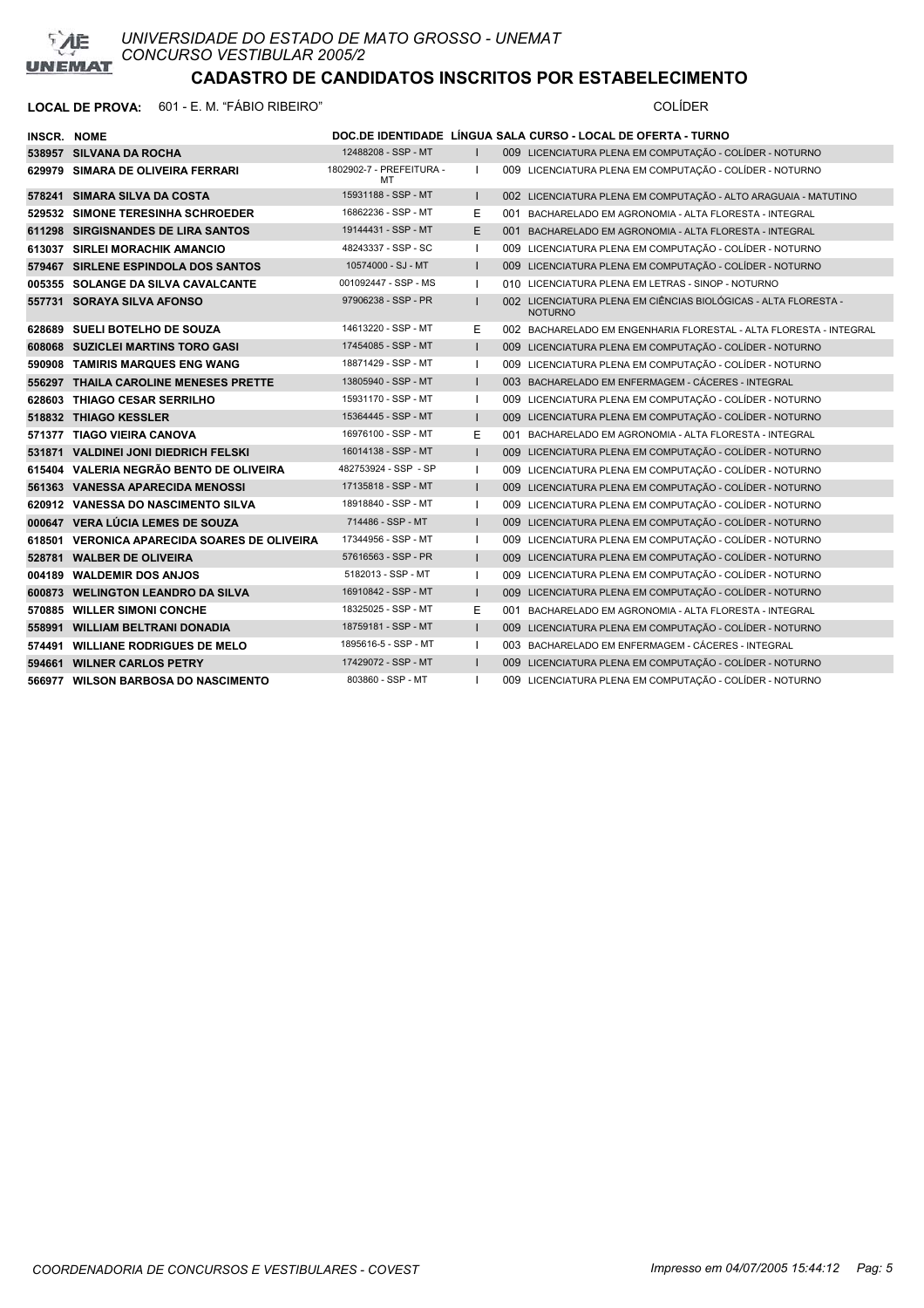UNIVERSIDADE DO ESTADO DE MATO GROSSO - UNEMAT
CONCURSO VESTIBULAR 2005/2

# CADASTRO DE CANDIDATOS INSCRITOS POR ESTABELECIMENTO

**LOCAL DE PROVA:** 601 - E. M. "FÁBIO RIBEIRO" COLÍDER

| INSCR. | NOME | DOC.DE IDENTIDADE | LÍNGUA | SALA | CURSO - LOCAL DE OFERTA - TURNO |
|---|---|---|---|---|---|
| 538957 | SILVANA DA ROCHA | 12488208 - SSP - MT | I | 009 | LICENCIATURA PLENA EM COMPUTAÇÃO - COLÍDER - NOTURNO |
| 629979 | SIMARA DE OLIVEIRA FERRARI | 1802902-7 - PREFEITURA - MT | I | 009 | LICENCIATURA PLENA EM COMPUTAÇÃO - COLÍDER - NOTURNO |
| 578241 | SIMARA SILVA DA COSTA | 15931188 - SSP - MT | I | 002 | LICENCIATURA PLENA EM COMPUTAÇÃO - ALTO ARAGUAIA - MATUTINO |
| 529532 | SIMONE TERESINHA SCHROEDER | 16862236 - SSP - MT | E | 001 | BACHARELADO EM AGRONOMIA - ALTA FLORESTA - INTEGRAL |
| 611298 | SIRGISNANDES DE LIRA SANTOS | 19144431 - SSP - MT | E | 001 | BACHARELADO EM AGRONOMIA - ALTA FLORESTA - INTEGRAL |
| 613037 | SIRLEI MORACHIK AMANCIO | 48243337 - SSP - SC | I | 009 | LICENCIATURA PLENA EM COMPUTAÇÃO - COLÍDER - NOTURNO |
| 579467 | SIRLENE ESPINDOLA DOS SANTOS | 10574000 - SJ - MT | I | 009 | LICENCIATURA PLENA EM COMPUTAÇÃO - COLÍDER - NOTURNO |
| 005355 | SOLANGE DA SILVA CAVALCANTE | 001092447 - SSP - MS | I | 010 | LICENCIATURA PLENA EM LETRAS - SINOP - NOTURNO |
| 557731 | SORAYA SILVA AFONSO | 97906238 - SSP - PR | I | 002 | LICENCIATURA PLENA EM CIÊNCIAS BIOLÓGICAS - ALTA FLORESTA - NOTURNO |
| 628689 | SUELI BOTELHO DE SOUZA | 14613220 - SSP - MT | E | 002 | BACHARELADO EM ENGENHARIA FLORESTAL - ALTA FLORESTA - INTEGRAL |
| 608068 | SUZICLEI MARTINS TORO GASI | 17454085 - SSP - MT | I | 009 | LICENCIATURA PLENA EM COMPUTAÇÃO - COLÍDER - NOTURNO |
| 590908 | TAMIRIS MARQUES ENG WANG | 18871429 - SSP - MT | I | 009 | LICENCIATURA PLENA EM COMPUTAÇÃO - COLÍDER - NOTURNO |
| 556297 | THAILA CAROLINE MENESES PRETTE | 13805940 - SSP - MT | I | 003 | BACHARELADO EM ENFERMAGEM - CÁCERES - INTEGRAL |
| 628603 | THIAGO CESAR SERRILHO | 15931170 - SSP - MT | I | 009 | LICENCIATURA PLENA EM COMPUTAÇÃO - COLÍDER - NOTURNO |
| 518832 | THIAGO KESSLER | 15364445 - SSP - MT | I | 009 | LICENCIATURA PLENA EM COMPUTAÇÃO - COLÍDER - NOTURNO |
| 571377 | TIAGO VIEIRA CANOVA | 16976100 - SSP - MT | E | 001 | BACHARELADO EM AGRONOMIA - ALTA FLORESTA - INTEGRAL |
| 531871 | VALDINEI JONI DIEDRICH FELSKI | 16014138 - SSP - MT | I | 009 | LICENCIATURA PLENA EM COMPUTAÇÃO - COLÍDER - NOTURNO |
| 615404 | VALERIA NEGRÃO BENTO DE OLIVEIRA | 482753924 - SSP - SP | I | 009 | LICENCIATURA PLENA EM COMPUTAÇÃO - COLÍDER - NOTURNO |
| 561363 | VANESSA APARECIDA MENOSSI | 17135818 - SSP - MT | I | 009 | LICENCIATURA PLENA EM COMPUTAÇÃO - COLÍDER - NOTURNO |
| 620912 | VANESSA DO NASCIMENTO SILVA | 18918840 - SSP - MT | I | 009 | LICENCIATURA PLENA EM COMPUTAÇÃO - COLÍDER - NOTURNO |
| 000647 | VERA LÚCIA LEMES DE SOUZA | 714486 - SSP - MT | I | 009 | LICENCIATURA PLENA EM COMPUTAÇÃO - COLÍDER - NOTURNO |
| 618501 | VERONICA APARECIDA SOARES DE OLIVEIRA | 17344956 - SSP - MT | I | 009 | LICENCIATURA PLENA EM COMPUTAÇÃO - COLÍDER - NOTURNO |
| 528781 | WALBER DE OLIVEIRA | 57616563 - SSP - PR | I | 009 | LICENCIATURA PLENA EM COMPUTAÇÃO - COLÍDER - NOTURNO |
| 004189 | WALDEMIR DOS ANJOS | 5182013 - SSP - MT | I | 009 | LICENCIATURA PLENA EM COMPUTAÇÃO - COLÍDER - NOTURNO |
| 600873 | WELINGTON LEANDRO DA SILVA | 16910842 - SSP - MT | I | 009 | LICENCIATURA PLENA EM COMPUTAÇÃO - COLÍDER - NOTURNO |
| 570885 | WILLER SIMONI CONCHE | 18325025 - SSP - MT | E | 001 | BACHARELADO EM AGRONOMIA - ALTA FLORESTA - INTEGRAL |
| 558991 | WILLIAM BELTRANI DONADIA | 18759181 - SSP - MT | I | 009 | LICENCIATURA PLENA EM COMPUTAÇÃO - COLÍDER - NOTURNO |
| 574491 | WILLIANE RODRIGUES DE MELO | 1895616-5 - SSP - MT | I | 003 | BACHARELADO EM ENFERMAGEM - CÁCERES - INTEGRAL |
| 594661 | WILNER CARLOS PETRY | 17429072 - SSP - MT | I | 009 | LICENCIATURA PLENA EM COMPUTAÇÃO - COLÍDER - NOTURNO |
| 566977 | WILSON BARBOSA DO NASCIMENTO | 803860 - SSP - MT | I | 009 | LICENCIATURA PLENA EM COMPUTAÇÃO - COLÍDER - NOTURNO |

COORDENADORIA DE CONCURSOS E VESTIBULARES - COVEST

Impresso em 04/07/2005 15:44:12